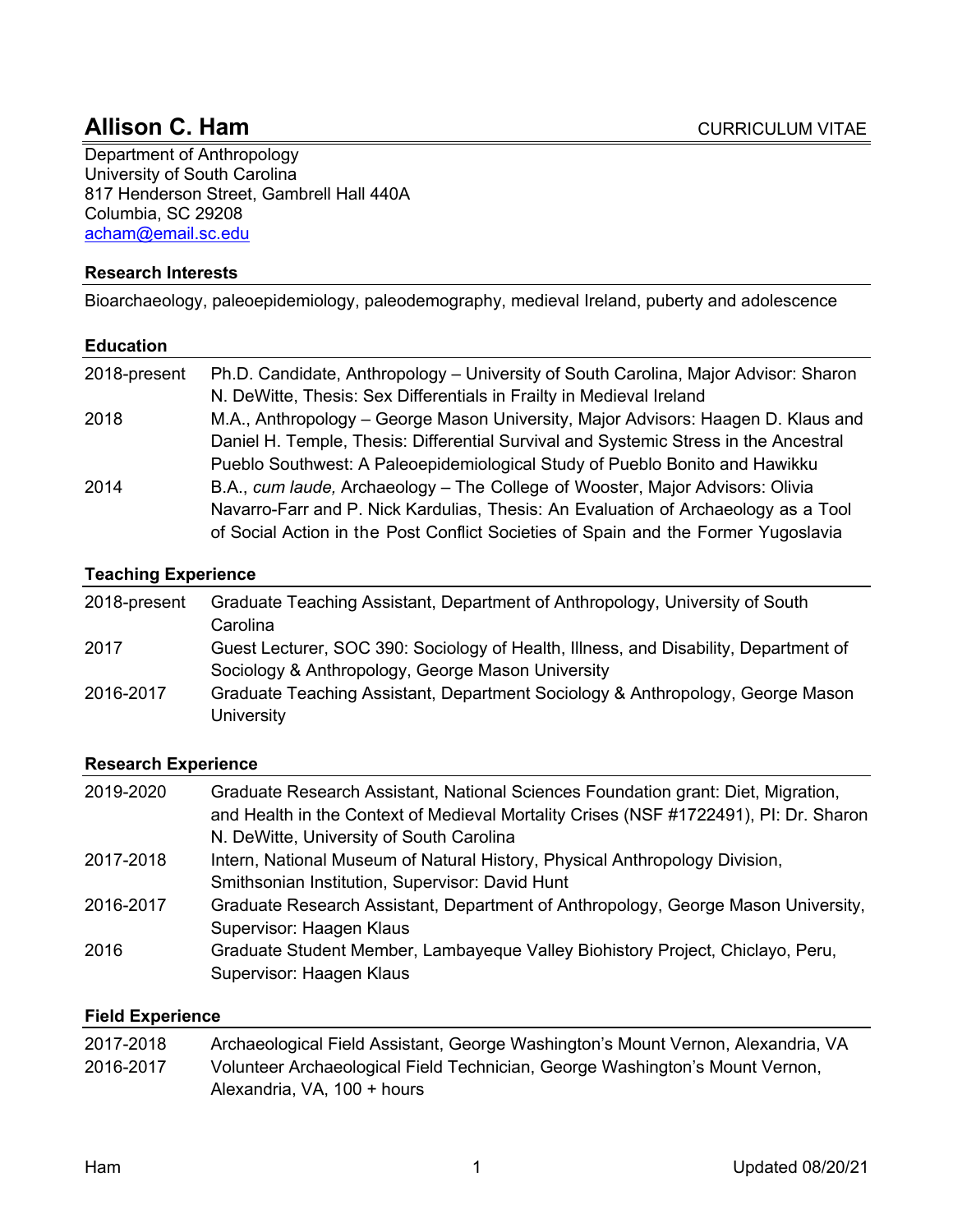# Allison C. Ham

CURRICULUM VITAE

Department of Anthropology
University of South Carolina
817 Henderson Street, Gambrell Hall 440A
Columbia, SC 29208
acham@email.sc.edu

## Research Interests

Bioarchaeology, paleoepidemiology, paleodemography, medieval Ireland, puberty and adolescence

## Education

| | |
|---|---|
| 2018-present | Ph.D. Candidate, Anthropology – University of South Carolina, Major Advisor: Sharon N. DeWitte, Thesis: Sex Differentials in Frailty in Medieval Ireland |
| 2018 | M.A., Anthropology – George Mason University, Major Advisors: Haagen D. Klaus and Daniel H. Temple, Thesis: Differential Survival and Systemic Stress in the Ancestral Pueblo Southwest: A Paleoepidemiological Study of Pueblo Bonito and Hawikku |
| 2014 | B.A., *cum laude,* Archaeology – The College of Wooster, Major Advisors: Olivia Navarro-Farr and P. Nick Kardulias, Thesis: An Evaluation of Archaeology as a Tool of Social Action in the Post Conflict Societies of Spain and the Former Yugoslavia |

## Teaching Experience

| | |
|---|---|
| 2018-present | Graduate Teaching Assistant, Department of Anthropology, University of South Carolina |
| 2017 | Guest Lecturer, SOC 390: Sociology of Health, Illness, and Disability, Department of Sociology & Anthropology, George Mason University |
| 2016-2017 | Graduate Teaching Assistant, Department Sociology & Anthropology, George Mason University |

## Research Experience

| | |
|---|---|
| 2019-2020 | Graduate Research Assistant, National Sciences Foundation grant: Diet, Migration, and Health in the Context of Medieval Mortality Crises (NSF #1722491), PI: Dr. Sharon N. DeWitte, University of South Carolina |
| 2017-2018 | Intern, National Museum of Natural History, Physical Anthropology Division, Smithsonian Institution, Supervisor: David Hunt |
| 2016-2017 | Graduate Research Assistant, Department of Anthropology, George Mason University, Supervisor: Haagen Klaus |
| 2016 | Graduate Student Member, Lambayeque Valley Biohistory Project, Chiclayo, Peru, Supervisor: Haagen Klaus |

## Field Experience

| | |
|---|---|
| 2017-2018 | Archaeological Field Assistant, George Washington's Mount Vernon, Alexandria, VA |
| 2016-2017 | Volunteer Archaeological Field Technician, George Washington's Mount Vernon, Alexandria, VA, 100 + hours |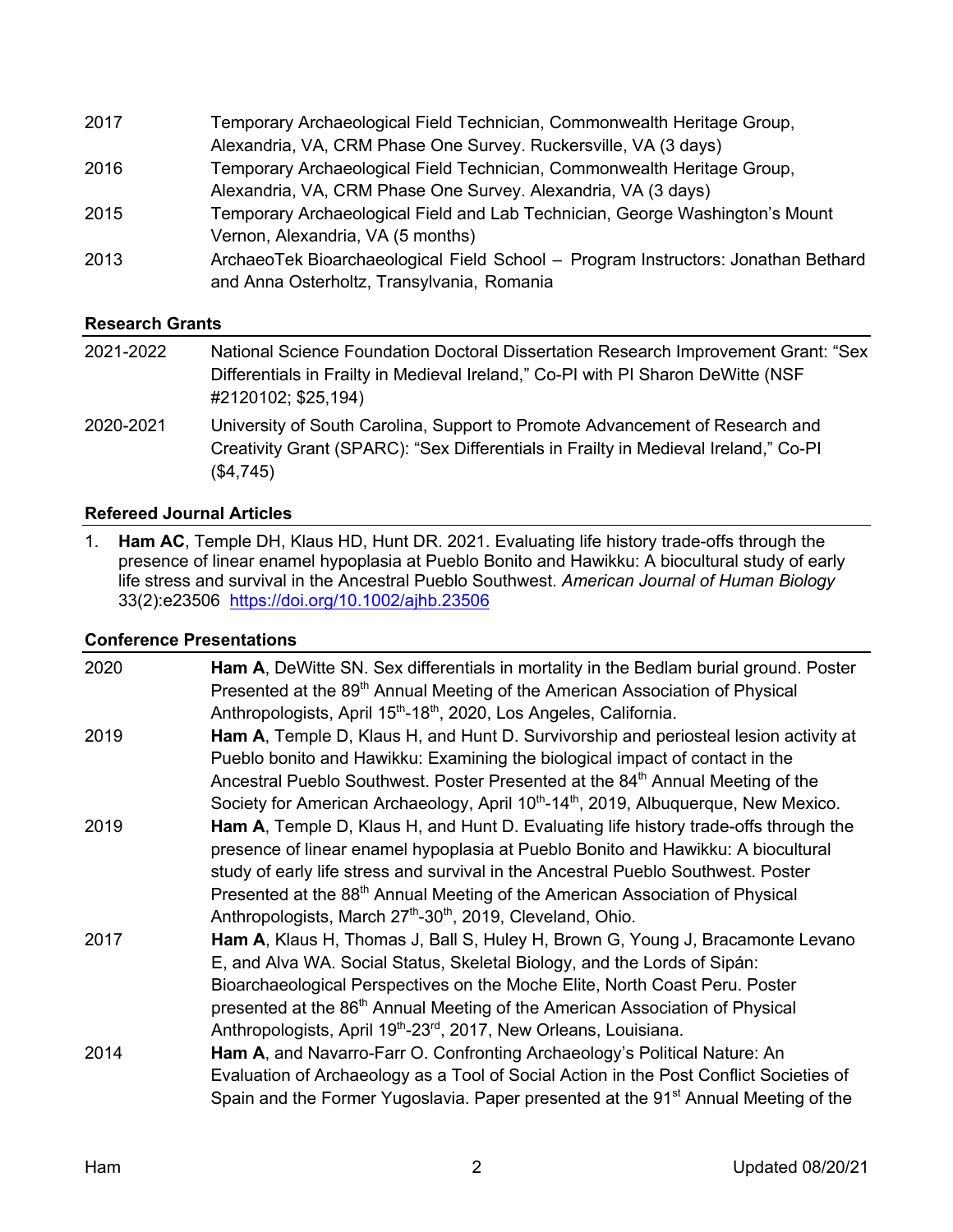2017 Temporary Archaeological Field Technician, Commonwealth Heritage Group, Alexandria, VA, CRM Phase One Survey. Ruckersville, VA (3 days)

2016 Temporary Archaeological Field Technician, Commonwealth Heritage Group, Alexandria, VA, CRM Phase One Survey. Alexandria, VA (3 days)

2015 Temporary Archaeological Field and Lab Technician, George Washington's Mount Vernon, Alexandria, VA (5 months)

2013 ArchaeoTek Bioarchaeological Field School – Program Instructors: Jonathan Bethard and Anna Osterholtz, Transylvania, Romania

## Research Grants

2021-2022 National Science Foundation Doctoral Dissertation Research Improvement Grant: "Sex Differentials in Frailty in Medieval Ireland," Co-PI with PI Sharon DeWitte (NSF #2120102; $25,194)

2020-2021 University of South Carolina, Support to Promote Advancement of Research and Creativity Grant (SPARC): "Sex Differentials in Frailty in Medieval Ireland," Co-PI ($4,745)

## Refereed Journal Articles

1. **Ham AC**, Temple DH, Klaus HD, Hunt DR. 2021. Evaluating life history trade-offs through the presence of linear enamel hypoplasia at Pueblo Bonito and Hawikku: A biocultural study of early life stress and survival in the Ancestral Pueblo Southwest. *American Journal of Human Biology* 33(2):e23506 https://doi.org/10.1002/ajhb.23506

## Conference Presentations

2020 **Ham A**, DeWitte SN. Sex differentials in mortality in the Bedlam burial ground. Poster Presented at the 89th Annual Meeting of the American Association of Physical Anthropologists, April 15th-18th, 2020, Los Angeles, California.

2019 **Ham A**, Temple D, Klaus H, and Hunt D. Survivorship and periosteal lesion activity at Pueblo bonito and Hawikku: Examining the biological impact of contact in the Ancestral Pueblo Southwest. Poster Presented at the 84th Annual Meeting of the Society for American Archaeology, April 10th-14th, 2019, Albuquerque, New Mexico.

2019 **Ham A**, Temple D, Klaus H, and Hunt D. Evaluating life history trade-offs through the presence of linear enamel hypoplasia at Pueblo Bonito and Hawikku: A biocultural study of early life stress and survival in the Ancestral Pueblo Southwest. Poster Presented at the 88th Annual Meeting of the American Association of Physical Anthropologists, March 27th-30th, 2019, Cleveland, Ohio.

2017 **Ham A**, Klaus H, Thomas J, Ball S, Huley H, Brown G, Young J, Bracamonte Levano E, and Alva WA. Social Status, Skeletal Biology, and the Lords of Sipán: Bioarchaeological Perspectives on the Moche Elite, North Coast Peru. Poster presented at the 86th Annual Meeting of the American Association of Physical Anthropologists, April 19th-23rd, 2017, New Orleans, Louisiana.

2014 **Ham A**, and Navarro-Farr O. Confronting Archaeology's Political Nature: An Evaluation of Archaeology as a Tool of Social Action in the Post Conflict Societies of Spain and the Former Yugoslavia. Paper presented at the 91st Annual Meeting of the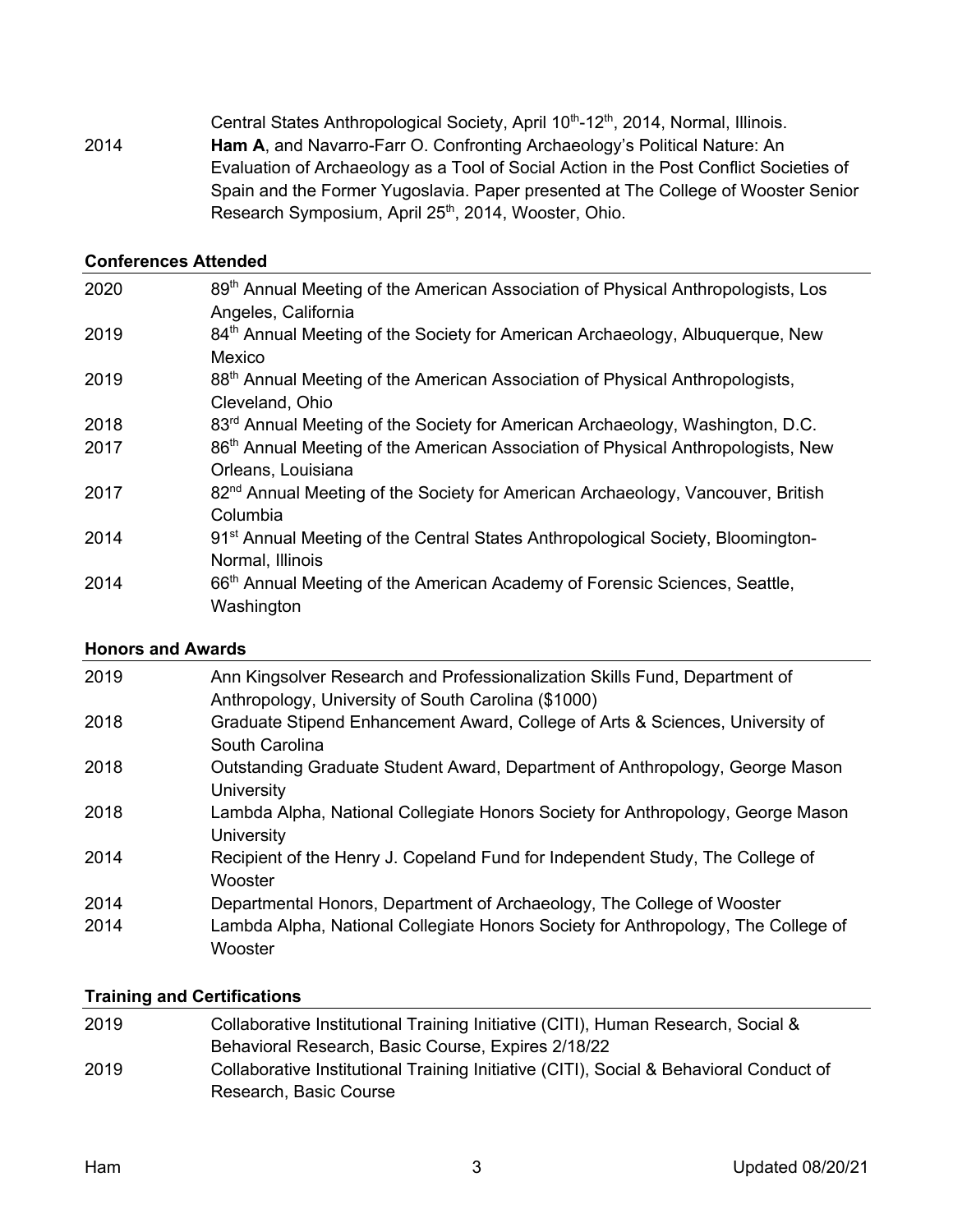| | |
|---|---|
| | Central States Anthropological Society, April 10th-12th, 2014, Normal, Illinois. |
| 2014 | **Ham A**, and Navarro-Farr O. Confronting Archaeology's Political Nature: An Evaluation of Archaeology as a Tool of Social Action in the Post Conflict Societies of Spain and the Former Yugoslavia. Paper presented at The College of Wooster Senior Research Symposium, April 25th, 2014, Wooster, Ohio. |

## Conferences Attended

| | |
|---|---|
| 2020 | 89th Annual Meeting of the American Association of Physical Anthropologists, Los Angeles, California |
| 2019 | 84th Annual Meeting of the Society for American Archaeology, Albuquerque, New Mexico |
| 2019 | 88th Annual Meeting of the American Association of Physical Anthropologists, Cleveland, Ohio |
| 2018 | 83rd Annual Meeting of the Society for American Archaeology, Washington, D.C. |
| 2017 | 86th Annual Meeting of the American Association of Physical Anthropologists, New Orleans, Louisiana |
| 2017 | 82nd Annual Meeting of the Society for American Archaeology, Vancouver, British Columbia |
| 2014 | 91st Annual Meeting of the Central States Anthropological Society, Bloomington-Normal, Illinois |
| 2014 | 66th Annual Meeting of the American Academy of Forensic Sciences, Seattle, Washington |

## Honors and Awards

| | |
|---|---|
| 2019 | Ann Kingsolver Research and Professionalization Skills Fund, Department of Anthropology, University of South Carolina ($1000) |
| 2018 | Graduate Stipend Enhancement Award, College of Arts & Sciences, University of South Carolina |
| 2018 | Outstanding Graduate Student Award, Department of Anthropology, George Mason University |
| 2018 | Lambda Alpha, National Collegiate Honors Society for Anthropology, George Mason University |
| 2014 | Recipient of the Henry J. Copeland Fund for Independent Study, The College of Wooster |
| 2014 | Departmental Honors, Department of Archaeology, The College of Wooster |
| 2014 | Lambda Alpha, National Collegiate Honors Society for Anthropology, The College of Wooster |

## Training and Certifications

| | |
|---|---|
| 2019 | Collaborative Institutional Training Initiative (CITI), Human Research, Social & Behavioral Research, Basic Course, Expires 2/18/22 |
| 2019 | Collaborative Institutional Training Initiative (CITI), Social & Behavioral Conduct of Research, Basic Course |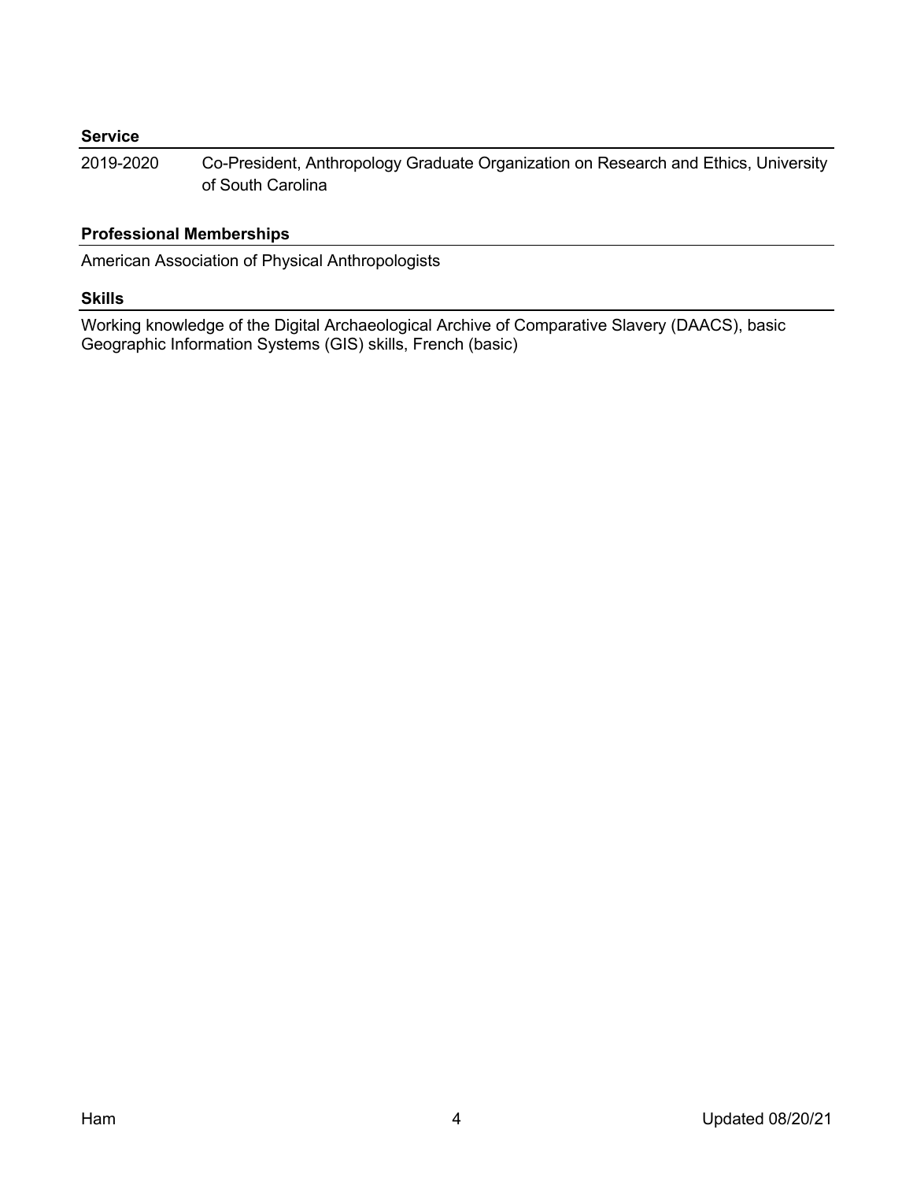**Service**

2019-2020 Co-President, Anthropology Graduate Organization on Research and Ethics, University of South Carolina

**Professional Memberships**

American Association of Physical Anthropologists

**Skills**

Working knowledge of the Digital Archaeological Archive of Comparative Slavery (DAACS), basic Geographic Information Systems (GIS) skills, French (basic)